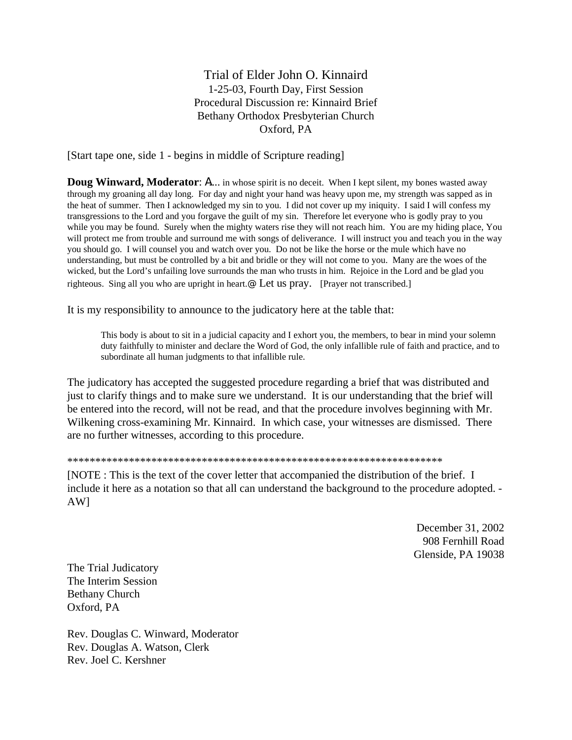# Trial of Elder John O. Kinnaird

1-25-03, Fourth Day, First Session
Procedural Discussion re: Kinnaird Brief
Bethany Orthodox Presbyterian Church
Oxford, PA

[Start tape one, side 1 - begins in middle of Scripture reading]

**Doug Winward, Moderator**: A... in whose spirit is no deceit. When I kept silent, my bones wasted away through my groaning all day long. For day and night your hand was heavy upon me, my strength was sapped as in the heat of summer. Then I acknowledged my sin to you. I did not cover up my iniquity. I said I will confess my transgressions to the Lord and you forgave the guilt of my sin. Therefore let everyone who is godly pray to you while you may be found. Surely when the mighty waters rise they will not reach him. You are my hiding place, You will protect me from trouble and surround me with songs of deliverance. I will instruct you and teach you in the way you should go. I will counsel you and watch over you. Do not be like the horse or the mule which have no understanding, but must be controlled by a bit and bridle or they will not come to you. Many are the woes of the wicked, but the Lord's unfailing love surrounds the man who trusts in him. Rejoice in the Lord and be glad you righteous. Sing all you who are upright in heart.@ Let us pray. [Prayer not transcribed.]

It is my responsibility to announce to the judicatory here at the table that:

> This body is about to sit in a judicial capacity and I exhort you, the members, to bear in mind your solemn duty faithfully to minister and declare the Word of God, the only infallible rule of faith and practice, and to subordinate all human judgments to that infallible rule.

The judicatory has accepted the suggested procedure regarding a brief that was distributed and just to clarify things and to make sure we understand. It is our understanding that the brief will be entered into the record, will not be read, and that the procedure involves beginning with Mr. Wilkening cross-examining Mr. Kinnaird. In which case, your witnesses are dismissed. There are no further witnesses, according to this procedure.

*********************************************************************

[NOTE : This is the text of the cover letter that accompanied the distribution of the brief. I include it here as a notation so that all can understand the background to the procedure adopted. -AW]

December 31, 2002
908 Fernhill Road
Glenside, PA 19038

The Trial Judicatory
The Interim Session
Bethany Church
Oxford, PA

Rev. Douglas C. Winward, Moderator
Rev. Douglas A. Watson, Clerk
Rev. Joel C. Kershner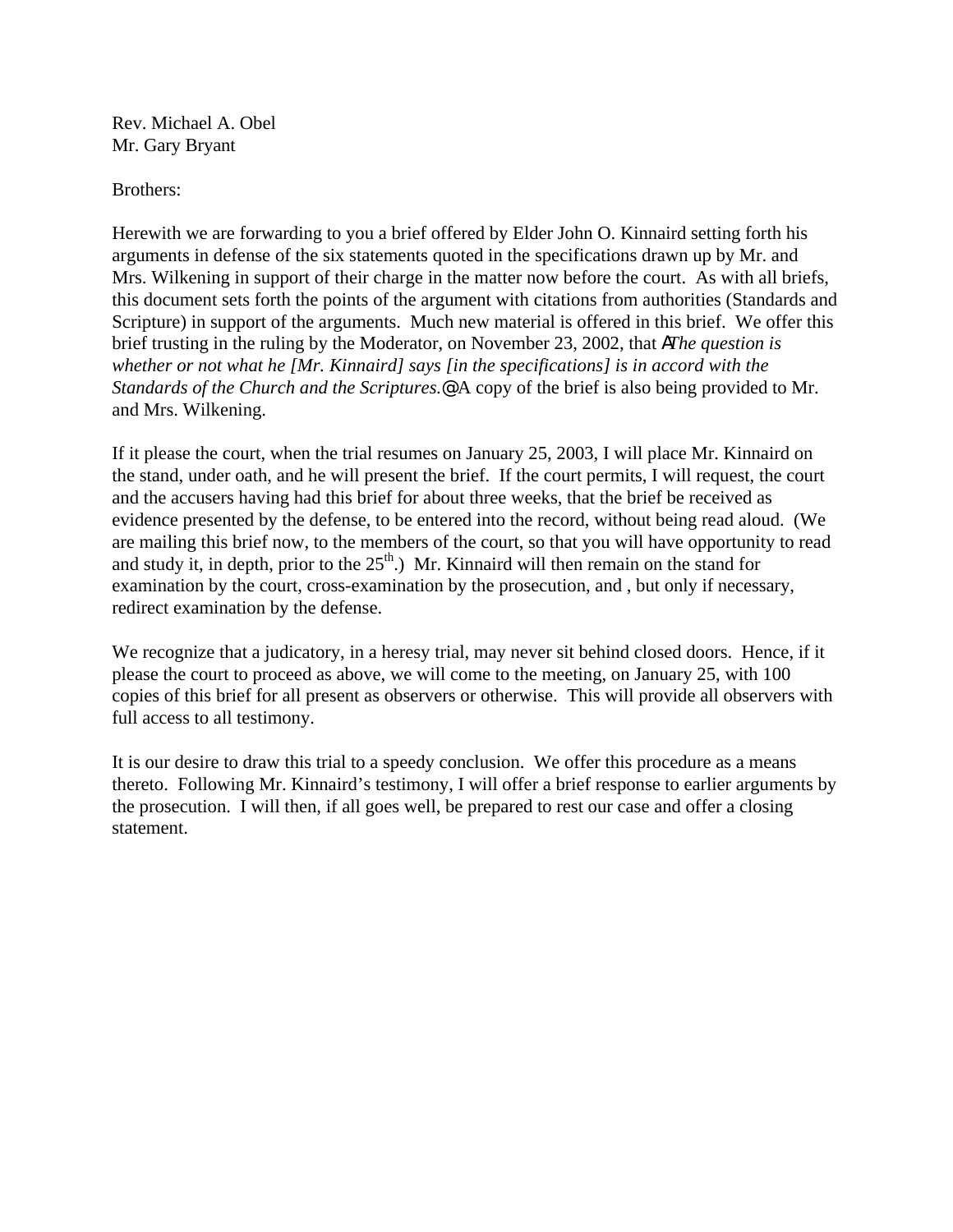Rev. Michael A. Obel
Mr. Gary Bryant

Brothers:

Herewith we are forwarding to you a brief offered by Elder John O. Kinnaird setting forth his arguments in defense of the six statements quoted in the specifications drawn up by Mr. and Mrs. Wilkening in support of their charge in the matter now before the court. As with all briefs, this document sets forth the points of the argument with citations from authorities (Standards and Scripture) in support of the arguments. Much new material is offered in this brief. We offer this brief trusting in the ruling by the Moderator, on November 23, 2002, that A*The question is whether or not what he [Mr. Kinnaird] says [in the specifications] is in accord with the Standards of the Church and the Scriptures.*@ A copy of the brief is also being provided to Mr. and Mrs. Wilkening.

If it please the court, when the trial resumes on January 25, 2003, I will place Mr. Kinnaird on the stand, under oath, and he will present the brief. If the court permits, I will request, the court and the accusers having had this brief for about three weeks, that the brief be received as evidence presented by the defense, to be entered into the record, without being read aloud. (We are mailing this brief now, to the members of the court, so that you will have opportunity to read and study it, in depth, prior to the 25th.) Mr. Kinnaird will then remain on the stand for examination by the court, cross-examination by the prosecution, and , but only if necessary, redirect examination by the defense.

We recognize that a judicatory, in a heresy trial, may never sit behind closed doors. Hence, if it please the court to proceed as above, we will come to the meeting, on January 25, with 100 copies of this brief for all present as observers or otherwise. This will provide all observers with full access to all testimony.

It is our desire to draw this trial to a speedy conclusion. We offer this procedure as a means thereto. Following Mr. Kinnaird's testimony, I will offer a brief response to earlier arguments by the prosecution. I will then, if all goes well, be prepared to rest our case and offer a closing statement.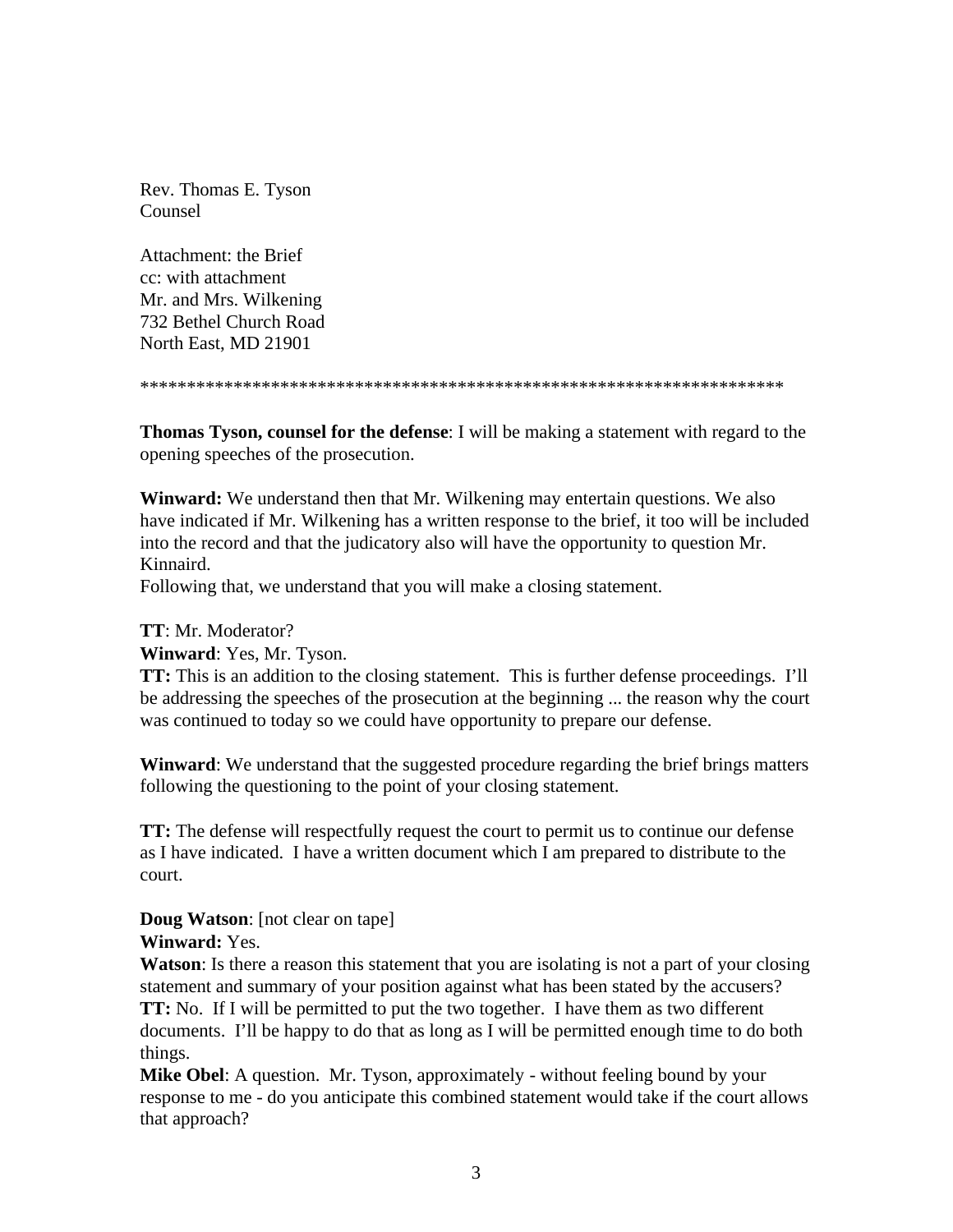Rev. Thomas E. Tyson
Counsel

Attachment: the Brief
cc: with attachment
Mr. and Mrs. Wilkening
732 Bethel Church Road
North East, MD 21901

*********************************************************************

**Thomas Tyson, counsel for the defense**: I will be making a statement with regard to the opening speeches of the prosecution.

**Winward:** We understand then that Mr. Wilkening may entertain questions. We also have indicated if Mr. Wilkening has a written response to the brief, it too will be included into the record and that the judicatory also will have the opportunity to question Mr. Kinnaird.
Following that, we understand that you will make a closing statement.

**TT**: Mr. Moderator?
**Winward**: Yes, Mr. Tyson.
**TT:** This is an addition to the closing statement. This is further defense proceedings. I'll be addressing the speeches of the prosecution at the beginning ... the reason why the court was continued to today so we could have opportunity to prepare our defense.

**Winward**: We understand that the suggested procedure regarding the brief brings matters following the questioning to the point of your closing statement.

**TT:** The defense will respectfully request the court to permit us to continue our defense as I have indicated. I have a written document which I am prepared to distribute to the court.

**Doug Watson**: [not clear on tape]
**Winward:** Yes.
**Watson**: Is there a reason this statement that you are isolating is not a part of your closing statement and summary of your position against what has been stated by the accusers?
**TT:** No. If I will be permitted to put the two together. I have them as two different documents. I'll be happy to do that as long as I will be permitted enough time to do both things.
**Mike Obel**: A question. Mr. Tyson, approximately - without feeling bound by your response to me - do you anticipate this combined statement would take if the court allows that approach?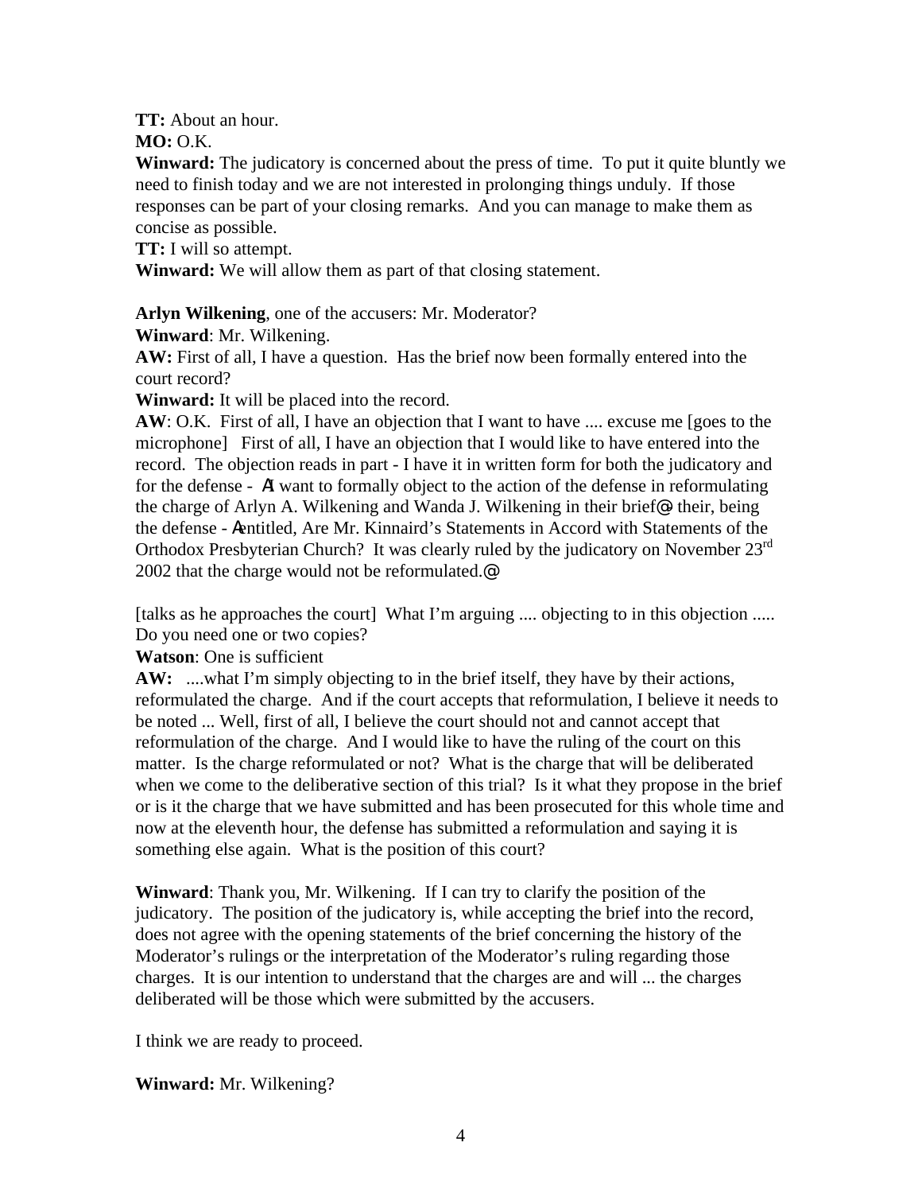**TT:** About an hour.
**MO:** O.K.
**Winward:** The judicatory is concerned about the press of time. To put it quite bluntly we need to finish today and we are not interested in prolonging things unduly. If those responses can be part of your closing remarks. And you can manage to make them as concise as possible.
**TT:** I will so attempt.
**Winward:** We will allow them as part of that closing statement.

**Arlyn Wilkening**, one of the accusers: Mr. Moderator?
**Winward**: Mr. Wilkening.
**AW:** First of all, I have a question. Has the brief now been formally entered into the court record?
**Winward:** It will be placed into the record.
**AW**: O.K. First of all, I have an objection that I want to have .... excuse me [goes to the microphone] First of all, I have an objection that I would like to have entered into the record. The objection reads in part - I have it in written form for both the judicatory and for the defense - AI want to formally object to the action of the defense in reformulating the charge of Arlyn A. Wilkening and Wanda J. Wilkening in their brief@ their, being the defense - Aentitled, Are Mr. Kinnaird's Statements in Accord with Statements of the Orthodox Presbyterian Church? It was clearly ruled by the judicatory on November 23rd 2002 that the charge would not be reformulated.@

[talks as he approaches the court] What I'm arguing .... objecting to in this objection ..... Do you need one or two copies?
**Watson**: One is sufficient
**AW:** ....what I'm simply objecting to in the brief itself, they have by their actions, reformulated the charge. And if the court accepts that reformulation, I believe it needs to be noted ... Well, first of all, I believe the court should not and cannot accept that reformulation of the charge. And I would like to have the ruling of the court on this matter. Is the charge reformulated or not? What is the charge that will be deliberated when we come to the deliberative section of this trial? Is it what they propose in the brief or is it the charge that we have submitted and has been prosecuted for this whole time and now at the eleventh hour, the defense has submitted a reformulation and saying it is something else again. What is the position of this court?

**Winward**: Thank you, Mr. Wilkening. If I can try to clarify the position of the judicatory. The position of the judicatory is, while accepting the brief into the record, does not agree with the opening statements of the brief concerning the history of the Moderator's rulings or the interpretation of the Moderator's ruling regarding those charges. It is our intention to understand that the charges are and will ... the charges deliberated will be those which were submitted by the accusers.

I think we are ready to proceed.

**Winward:** Mr. Wilkening?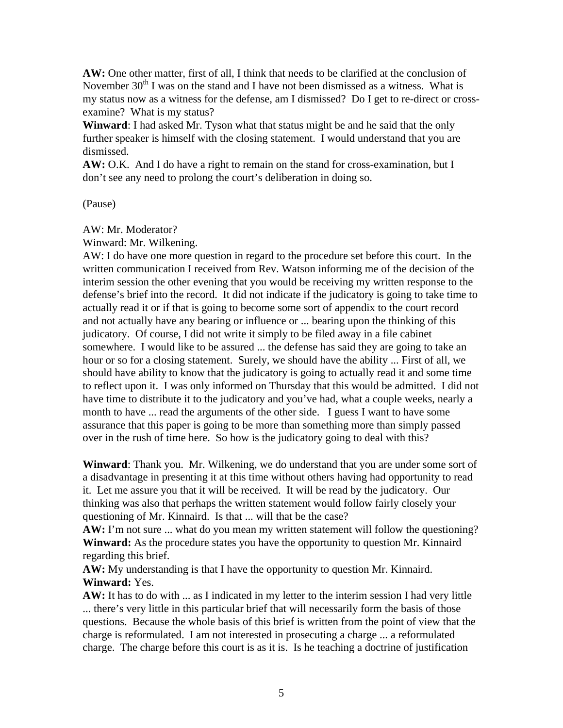**AW:** One other matter, first of all, I think that needs to be clarified at the conclusion of November 30th I was on the stand and I have not been dismissed as a witness. What is my status now as a witness for the defense, am I dismissed? Do I get to re-direct or cross-examine? What is my status?

**Winward**: I had asked Mr. Tyson what that status might be and he said that the only further speaker is himself with the closing statement. I would understand that you are dismissed.

**AW:** O.K. And I do have a right to remain on the stand for cross-examination, but I don't see any need to prolong the court's deliberation in doing so.

(Pause)

AW: Mr. Moderator?

Winward: Mr. Wilkening.

AW: I do have one more question in regard to the procedure set before this court. In the written communication I received from Rev. Watson informing me of the decision of the interim session the other evening that you would be receiving my written response to the defense's brief into the record. It did not indicate if the judicatory is going to take time to actually read it or if that is going to become some sort of appendix to the court record and not actually have any bearing or influence or ... bearing upon the thinking of this judicatory. Of course, I did not write it simply to be filed away in a file cabinet somewhere. I would like to be assured ... the defense has said they are going to take an hour or so for a closing statement. Surely, we should have the ability ... First of all, we should have ability to know that the judicatory is going to actually read it and some time to reflect upon it. I was only informed on Thursday that this would be admitted. I did not have time to distribute it to the judicatory and you've had, what a couple weeks, nearly a month to have ... read the arguments of the other side. I guess I want to have some assurance that this paper is going to be more than something more than simply passed over in the rush of time here. So how is the judicatory going to deal with this?

**Winward**: Thank you. Mr. Wilkening, we do understand that you are under some sort of a disadvantage in presenting it at this time without others having had opportunity to read it. Let me assure you that it will be received. It will be read by the judicatory. Our thinking was also that perhaps the written statement would follow fairly closely your questioning of Mr. Kinnaird. Is that ... will that be the case?

**AW:** I'm not sure ... what do you mean my written statement will follow the questioning?

**Winward:** As the procedure states you have the opportunity to question Mr. Kinnaird regarding this brief.

**AW:** My understanding is that I have the opportunity to question Mr. Kinnaird.

**Winward:** Yes.

**AW:** It has to do with ... as I indicated in my letter to the interim session I had very little ... there's very little in this particular brief that will necessarily form the basis of those questions. Because the whole basis of this brief is written from the point of view that the charge is reformulated. I am not interested in prosecuting a charge ... a reformulated charge. The charge before this court is as it is. Is he teaching a doctrine of justification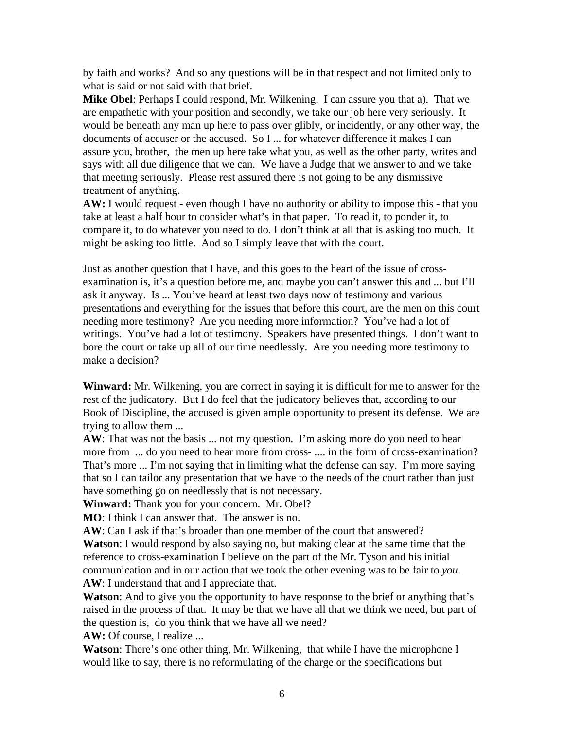by faith and works? And so any questions will be in that respect and not limited only to what is said or not said with that brief.

**Mike Obel**: Perhaps I could respond, Mr. Wilkening. I can assure you that a). That we are empathetic with your position and secondly, we take our job here very seriously. It would be beneath any man up here to pass over glibly, or incidently, or any other way, the documents of accuser or the accused. So I ... for whatever difference it makes I can assure you, brother, the men up here take what you, as well as the other party, writes and says with all due diligence that we can. We have a Judge that we answer to and we take that meeting seriously. Please rest assured there is not going to be any dismissive treatment of anything.

**AW:** I would request - even though I have no authority or ability to impose this - that you take at least a half hour to consider what's in that paper. To read it, to ponder it, to compare it, to do whatever you need to do. I don't think at all that is asking too much. It might be asking too little. And so I simply leave that with the court.

Just as another question that I have, and this goes to the heart of the issue of cross-examination is, it's a question before me, and maybe you can't answer this and ... but I'll ask it anyway. Is ... You've heard at least two days now of testimony and various presentations and everything for the issues that before this court, are the men on this court needing more testimony? Are you needing more information? You've had a lot of writings. You've had a lot of testimony. Speakers have presented things. I don't want to bore the court or take up all of our time needlessly. Are you needing more testimony to make a decision?

**Winward:** Mr. Wilkening, you are correct in saying it is difficult for me to answer for the rest of the judicatory. But I do feel that the judicatory believes that, according to our Book of Discipline, the accused is given ample opportunity to present its defense. We are trying to allow them ...

**AW**: That was not the basis ... not my question. I'm asking more do you need to hear more from ... do you need to hear more from cross- .... in the form of cross-examination? That's more ... I'm not saying that in limiting what the defense can say. I'm more saying that so I can tailor any presentation that we have to the needs of the court rather than just have something go on needlessly that is not necessary.

**Winward:** Thank you for your concern. Mr. Obel?

**MO**: I think I can answer that. The answer is no.

**AW**: Can I ask if that's broader than one member of the court that answered?

**Watson**: I would respond by also saying no, but making clear at the same time that the reference to cross-examination I believe on the part of the Mr. Tyson and his initial communication and in our action that we took the other evening was to be fair to *you*.

**AW**: I understand that and I appreciate that.

**Watson**: And to give you the opportunity to have response to the brief or anything that's raised in the process of that. It may be that we have all that we think we need, but part of the question is, do you think that we have all we need?

**AW:** Of course, I realize ...

**Watson**: There's one other thing, Mr. Wilkening, that while I have the microphone I would like to say, there is no reformulating of the charge or the specifications but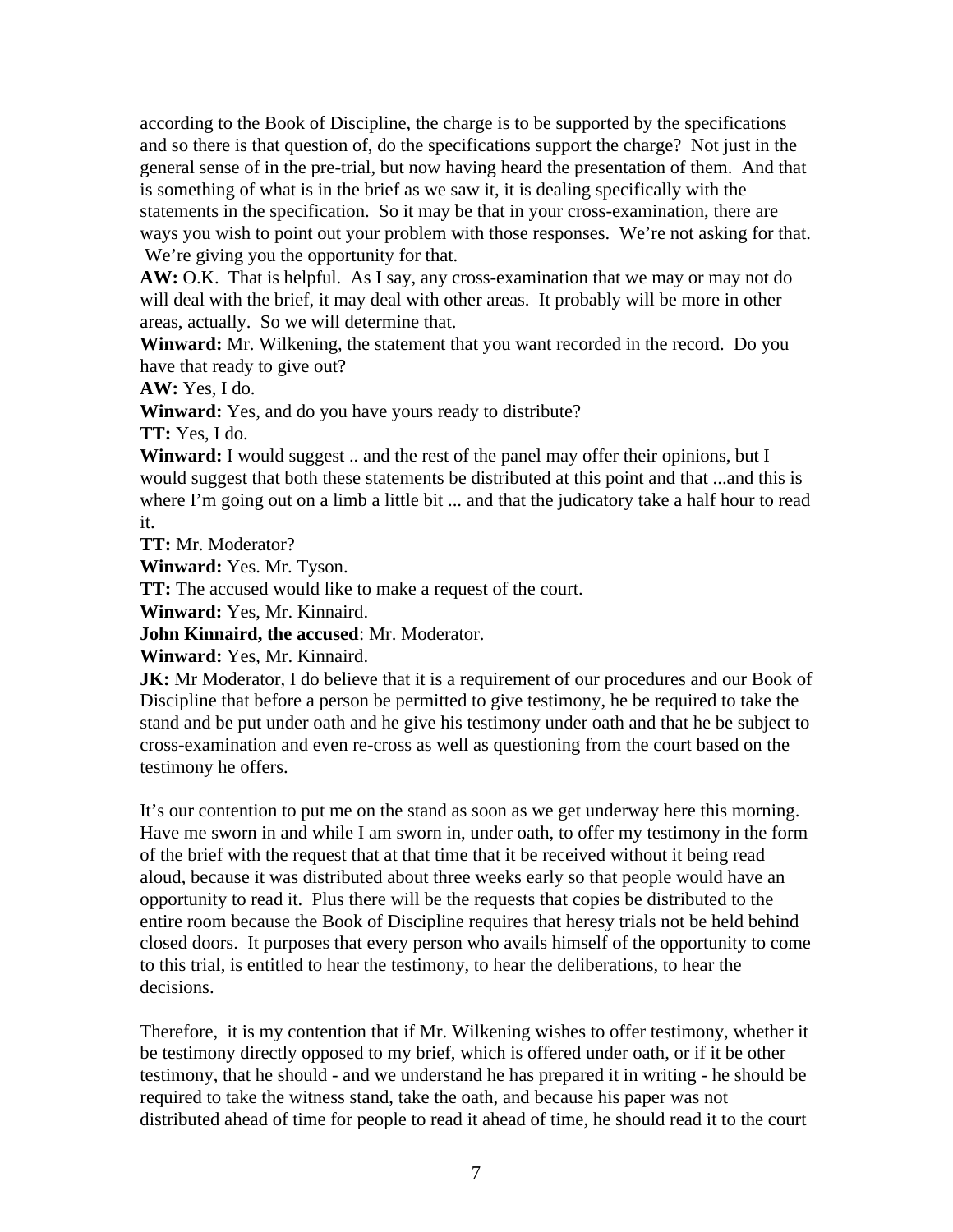according to the Book of Discipline, the charge is to be supported by the specifications and so there is that question of, do the specifications support the charge? Not just in the general sense of in the pre-trial, but now having heard the presentation of them. And that is something of what is in the brief as we saw it, it is dealing specifically with the statements in the specification. So it may be that in your cross-examination, there are ways you wish to point out your problem with those responses. We're not asking for that. We're giving you the opportunity for that.

**AW:** O.K. That is helpful. As I say, any cross-examination that we may or may not do will deal with the brief, it may deal with other areas. It probably will be more in other areas, actually. So we will determine that.

**Winward:** Mr. Wilkening, the statement that you want recorded in the record. Do you have that ready to give out?

**AW:** Yes, I do.

**Winward:** Yes, and do you have yours ready to distribute?

**TT:** Yes, I do.

**Winward:** I would suggest .. and the rest of the panel may offer their opinions, but I would suggest that both these statements be distributed at this point and that ...and this is where I'm going out on a limb a little bit ... and that the judicatory take a half hour to read it.

**TT:** Mr. Moderator?

**Winward:** Yes. Mr. Tyson.

**TT:** The accused would like to make a request of the court.

**Winward:** Yes, Mr. Kinnaird.

**John Kinnaird, the accused**: Mr. Moderator.

**Winward:** Yes, Mr. Kinnaird.

**JK:** Mr Moderator, I do believe that it is a requirement of our procedures and our Book of Discipline that before a person be permitted to give testimony, he be required to take the stand and be put under oath and he give his testimony under oath and that he be subject to cross-examination and even re-cross as well as questioning from the court based on the testimony he offers.

It's our contention to put me on the stand as soon as we get underway here this morning. Have me sworn in and while I am sworn in, under oath, to offer my testimony in the form of the brief with the request that at that time that it be received without it being read aloud, because it was distributed about three weeks early so that people would have an opportunity to read it. Plus there will be the requests that copies be distributed to the entire room because the Book of Discipline requires that heresy trials not be held behind closed doors. It purposes that every person who avails himself of the opportunity to come to this trial, is entitled to hear the testimony, to hear the deliberations, to hear the decisions.

Therefore, it is my contention that if Mr. Wilkening wishes to offer testimony, whether it be testimony directly opposed to my brief, which is offered under oath, or if it be other testimony, that he should - and we understand he has prepared it in writing - he should be required to take the witness stand, take the oath, and because his paper was not distributed ahead of time for people to read it ahead of time, he should read it to the court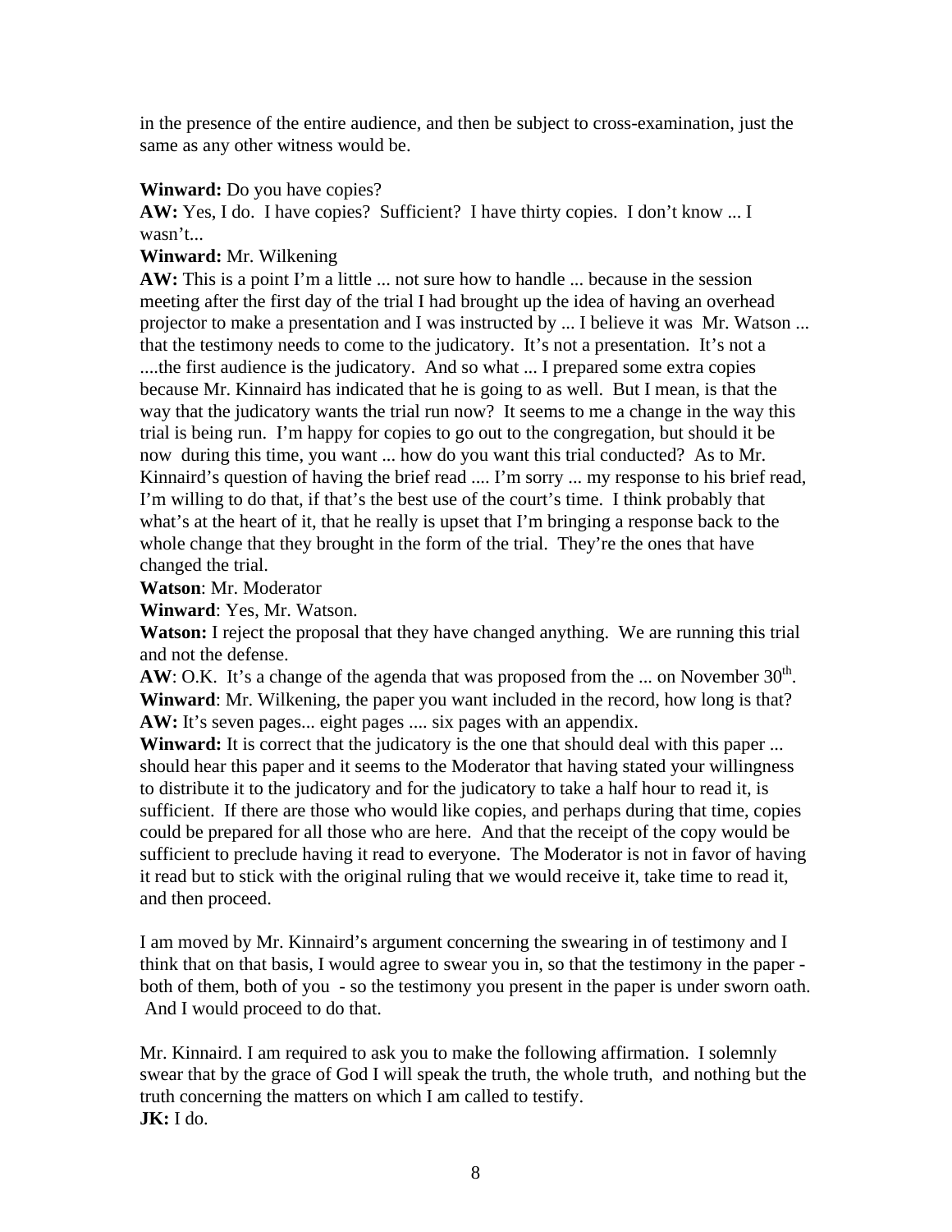in the presence of the entire audience, and then be subject to cross-examination, just the same as any other witness would be.

**Winward:** Do you have copies?
**AW:** Yes, I do. I have copies? Sufficient? I have thirty copies. I don't know ... I wasn't...
**Winward:** Mr. Wilkening
**AW:** This is a point I'm a little ... not sure how to handle ... because in the session meeting after the first day of the trial I had brought up the idea of having an overhead projector to make a presentation and I was instructed by ... I believe it was Mr. Watson ... that the testimony needs to come to the judicatory. It's not a presentation. It's not a ....the first audience is the judicatory. And so what ... I prepared some extra copies because Mr. Kinnaird has indicated that he is going to as well. But I mean, is that the way that the judicatory wants the trial run now? It seems to me a change in the way this trial is being run. I'm happy for copies to go out to the congregation, but should it be now during this time, you want ... how do you want this trial conducted? As to Mr. Kinnaird's question of having the brief read .... I'm sorry ... my response to his brief read, I'm willing to do that, if that's the best use of the court's time. I think probably that what's at the heart of it, that he really is upset that I'm bringing a response back to the whole change that they brought in the form of the trial. They're the ones that have changed the trial.
**Watson**: Mr. Moderator
**Winward**: Yes, Mr. Watson.
**Watson:** I reject the proposal that they have changed anything. We are running this trial and not the defense.
**AW**: O.K. It's a change of the agenda that was proposed from the ... on November 30th.
**Winward**: Mr. Wilkening, the paper you want included in the record, how long is that?
**AW:** It's seven pages... eight pages .... six pages with an appendix.
**Winward:** It is correct that the judicatory is the one that should deal with this paper ... should hear this paper and it seems to the Moderator that having stated your willingness to distribute it to the judicatory and for the judicatory to take a half hour to read it, is sufficient. If there are those who would like copies, and perhaps during that time, copies could be prepared for all those who are here. And that the receipt of the copy would be sufficient to preclude having it read to everyone. The Moderator is not in favor of having it read but to stick with the original ruling that we would receive it, take time to read it, and then proceed.

I am moved by Mr. Kinnaird's argument concerning the swearing in of testimony and I think that on that basis, I would agree to swear you in, so that the testimony in the paper - both of them, both of you - so the testimony you present in the paper is under sworn oath. And I would proceed to do that.

Mr. Kinnaird. I am required to ask you to make the following affirmation. I solemnly swear that by the grace of God I will speak the truth, the whole truth, and nothing but the truth concerning the matters on which I am called to testify.
**JK:** I do.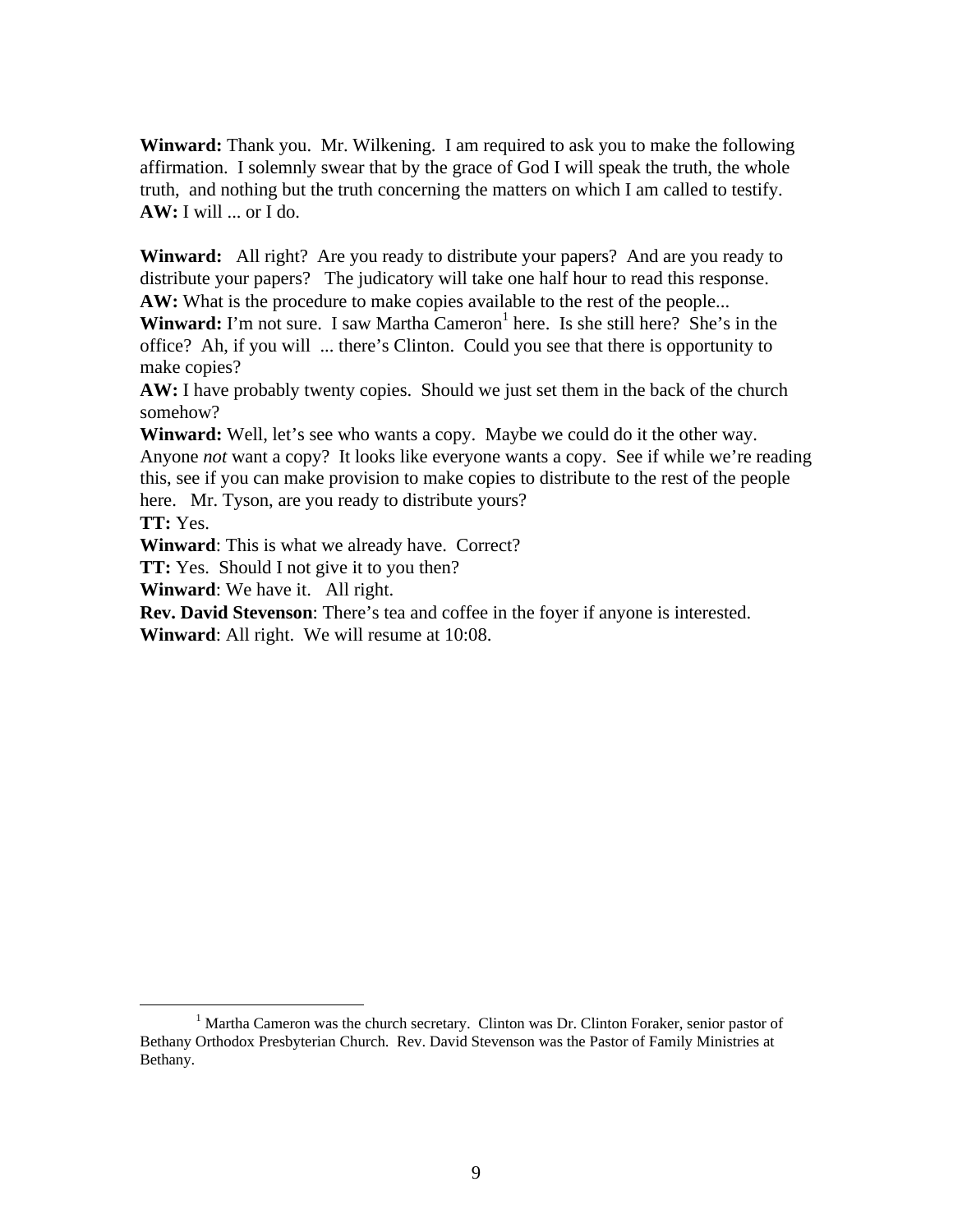**Winward:** Thank you. Mr. Wilkening. I am required to ask you to make the following affirmation. I solemnly swear that by the grace of God I will speak the truth, the whole truth, and nothing but the truth concerning the matters on which I am called to testify.
**AW:** I will ... or I do.

**Winward:** All right? Are you ready to distribute your papers? And are you ready to distribute your papers? The judicatory will take one half hour to read this response.
**AW:** What is the procedure to make copies available to the rest of the people...
**Winward:** I'm not sure. I saw Martha Cameron[1] here. Is she still here? She's in the office? Ah, if you will ... there's Clinton. Could you see that there is opportunity to make copies?
**AW:** I have probably twenty copies. Should we just set them in the back of the church somehow?
**Winward:** Well, let's see who wants a copy. Maybe we could do it the other way. Anyone *not* want a copy? It looks like everyone wants a copy. See if while we're reading this, see if you can make provision to make copies to distribute to the rest of the people here. Mr. Tyson, are you ready to distribute yours?
**TT:** Yes.
**Winward**: This is what we already have. Correct?
**TT:** Yes. Should I not give it to you then?
**Winward**: We have it. All right.
**Rev. David Stevenson**: There's tea and coffee in the foyer if anyone is interested.
**Winward**: All right. We will resume at 10:08.

---

[1] Martha Cameron was the church secretary. Clinton was Dr. Clinton Foraker, senior pastor of Bethany Orthodox Presbyterian Church. Rev. David Stevenson was the Pastor of Family Ministries at Bethany.